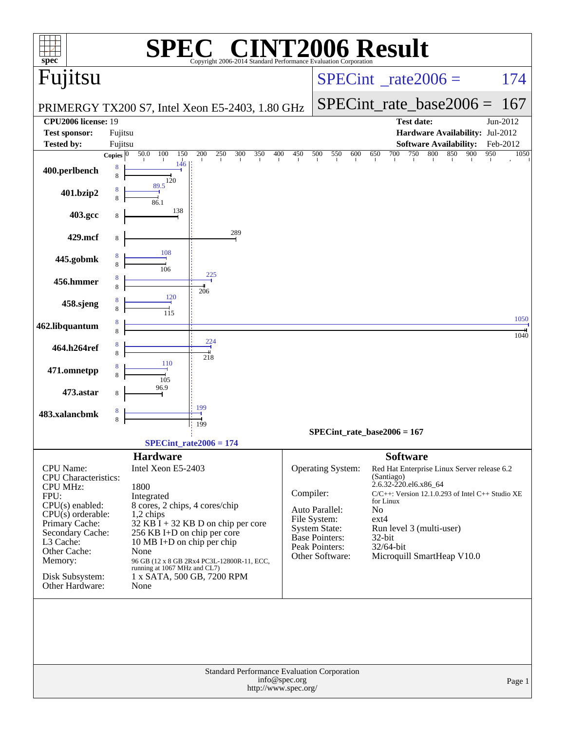# SPEC CINT2006 Result

Copyright 2006-2014 Standard Performance Evaluation Corporation

## Fujitsu

**PRIMERGY TX200 S7, Intel Xeon E5-2403, 1.80 GHz**

SPECint_rate2006 = 174

SPECint_rate_base2006 = 167

| | | | |
|---|---|---|---|
| **CPU2006 license:** | 19 | **Test date:** | Jun-2012 |
| **Test sponsor:** | Fujitsu | **Hardware Availability:** | Jul-2012 |
| **Tested by:** | Fujitsu | **Software Availability:** | Feb-2012 |

| Benchmark | Copies (peak) | Peak | Copies (base) | Base |
|---|---|---|---|---|
| 400.perlbench | 8 | 146 | 8 | 120 |
| 401.bzip2 | 8 | 89.5 | 8 | 86.1 |
| 403.gcc | | | 8 | 138 |
| 429.mcf | | | 8 | 289 |
| 445.gobmk | 8 | 108 | 8 | 106 |
| 456.hmmer | 8 | 225 | 8 | 206 |
| 458.sjeng | 8 | 120 | 8 | 115 |
| 462.libquantum | 8 | 1050 | 8 | 1040 |
| 464.h264ref | 8 | 224 | 8 | 218 |
| 471.omnetpp | 8 | 110 | 8 | 105 |
| 473.astar | | | 8 | 96.9 |
| 483.xalancbmk | 8 | 199 | 8 | 199 |

SPECint_rate_base2006 = 167

SPECint_rate2006 = 174

### Hardware

| | |
|---|---|
| CPU Name: | Intel Xeon E5-2403 |
| CPU Characteristics: | |
| CPU MHz: | 1800 |
| FPU: | Integrated |
| CPU(s) enabled: | 8 cores, 2 chips, 4 cores/chip |
| CPU(s) orderable: | 1,2 chips |
| Primary Cache: | 32 KB I + 32 KB D on chip per core |
| Secondary Cache: | 256 KB I+D on chip per core |
| L3 Cache: | 10 MB I+D on chip per chip |
| Other Cache: | None |
| Memory: | 96 GB (12 x 8 GB 2Rx4 PC3L-12800R-11, ECC, running at 1067 MHz and CL7) |
| Disk Subsystem: | 1 x SATA, 500 GB, 7200 RPM |
| Other Hardware: | None |

### Software

| | |
|---|---|
| Operating System: | Red Hat Enterprise Linux Server release 6.2 (Santiago) 2.6.32-220.el6.x86_64 |
| Compiler: | C/C++: Version 12.1.0.293 of Intel C++ Studio XE for Linux |
| Auto Parallel: | No |
| File System: | ext4 |
| System State: | Run level 3 (multi-user) |
| Base Pointers: | 32-bit |
| Peak Pointers: | 32/64-bit |
| Other Software: | Microquill SmartHeap V10.0 |

Standard Performance Evaluation Corporation
info@spec.org
http://www.spec.org/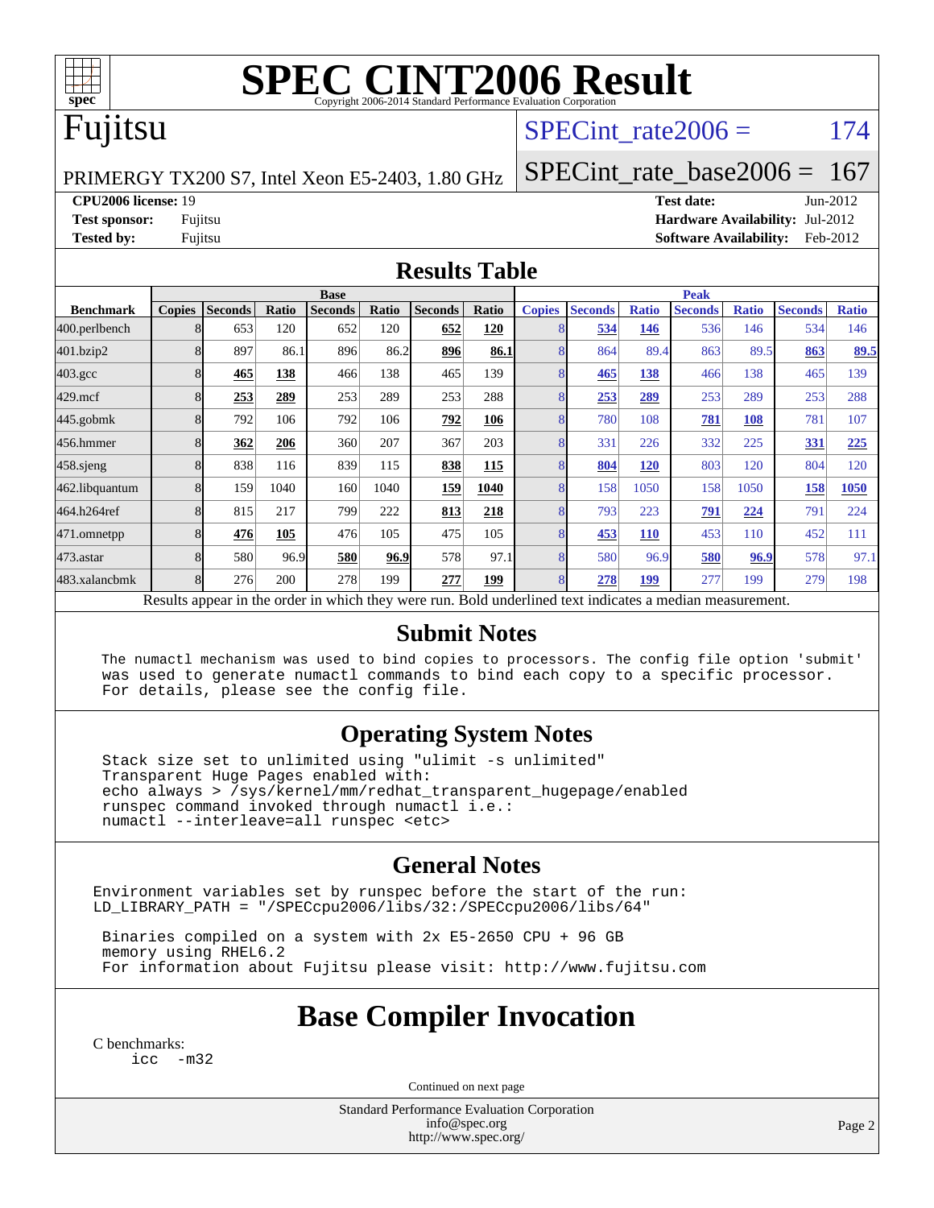# SPEC CINT2006 Result

Copyright 2006-2014 Standard Performance Evaluation Corporation

## Fujitsu

PRIMERGY TX200 S7, Intel Xeon E5-2403, 1.80 GHz

SPECint_rate2006 = 174

SPECint_rate_base2006 = 167

**CPU2006 license:** 19
**Test sponsor:** Fujitsu
**Tested by:** Fujitsu

**Test date:** Jun-2012
**Hardware Availability:** Jul-2012
**Software Availability:** Feb-2012

## Results Table

| | Base | | | | | | | Peak | | | | | | |
|---|---|---|---|---|---|---|---|---|---|---|---|---|---|---|
| **Benchmark** | **Copies** | **Seconds** | **Ratio** | **Seconds** | **Ratio** | **Seconds** | **Ratio** | **Copies** | **Seconds** | **Ratio** | **Seconds** | **Ratio** | **Seconds** | **Ratio** |
| 400.perlbench | 8 | 653 | 120 | 652 | 120 | **652** | **120** | 8 | **534** | **146** | 536 | 146 | 534 | 146 |
| 401.bzip2 | 8 | 897 | 86.1 | 896 | 86.2 | **896** | **86.1** | 8 | 864 | 89.4 | 863 | 89.5 | **863** | **89.5** |
| 403.gcc | 8 | **465** | **138** | 466 | 138 | 465 | 139 | 8 | **465** | **138** | 466 | 138 | 465 | 139 |
| 429.mcf | 8 | **253** | **289** | 253 | 289 | 253 | 288 | 8 | **253** | **289** | 253 | 289 | 253 | 288 |
| 445.gobmk | 8 | 792 | 106 | 792 | 106 | **792** | **106** | 8 | 780 | 108 | **781** | **108** | 781 | 107 |
| 456.hmmer | 8 | **362** | **206** | 360 | 207 | 367 | 203 | 8 | 331 | 226 | 332 | 225 | **331** | **225** |
| 458.sjeng | 8 | 838 | 116 | 839 | 115 | **838** | **115** | 8 | **804** | **120** | 803 | 120 | 804 | 120 |
| 462.libquantum | 8 | 159 | 1040 | 160 | 1040 | **159** | **1040** | 8 | 158 | 1050 | 158 | 1050 | **158** | **1050** |
| 464.h264ref | 8 | 815 | 217 | 799 | 222 | **813** | **218** | 8 | 793 | 223 | **791** | **224** | 791 | 224 |
| 471.omnetpp | 8 | **476** | **105** | 476 | 105 | 475 | 105 | 8 | **453** | **110** | 453 | 110 | 452 | 111 |
| 473.astar | 8 | 580 | 96.9 | **580** | **96.9** | 578 | 97.1 | 8 | 580 | 96.9 | **580** | **96.9** | 578 | 97.1 |
| 483.xalancbmk | 8 | 276 | 200 | 278 | 199 | **277** | **199** | 8 | **278** | **199** | 277 | 199 | 279 | 198 |

Results appear in the order in which they were run. Bold underlined text indicates a median measurement.

## Submit Notes

```
The numactl mechanism was used to bind copies to processors. The config file option 'submit'
was used to generate numactl commands to bind each copy to a specific processor.
For details, please see the config file.
```

## Operating System Notes

```
Stack size set to unlimited using "ulimit -s unlimited"
Transparent Huge Pages enabled with:
echo always > /sys/kernel/mm/redhat_transparent_hugepage/enabled
runspec command invoked through numactl i.e.:
numactl --interleave=all runspec <etc>
```

## General Notes

```
Environment variables set by runspec before the start of the run:
LD_LIBRARY_PATH = "/SPECcpu2006/libs/32:/SPECcpu2006/libs/64"

 Binaries compiled on a system with 2x E5-2650 CPU + 96 GB
 memory using RHEL6.2
 For information about Fujitsu please visit: http://www.fujitsu.com
```

## Base Compiler Invocation

C benchmarks:
```
icc  -m32
```

Continued on next page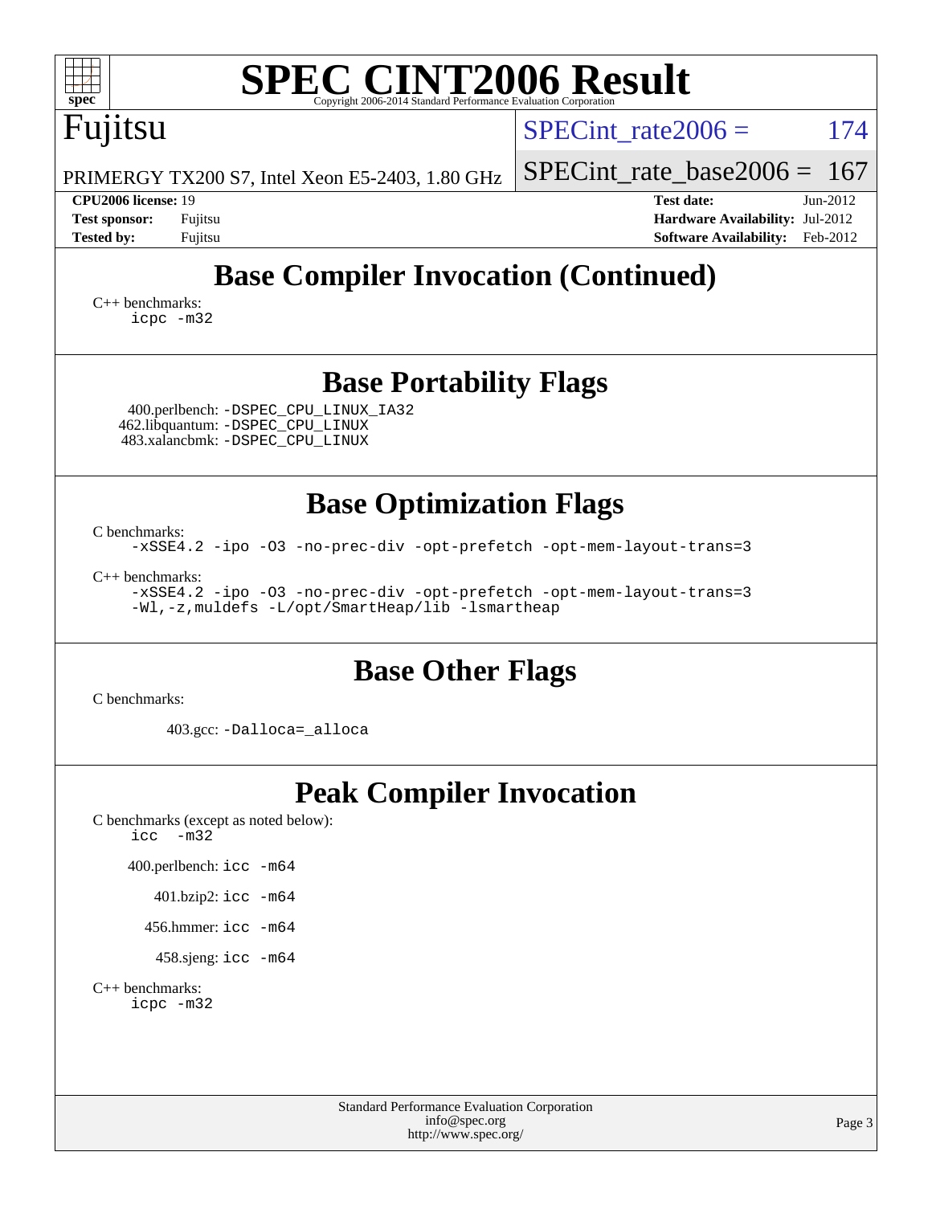# SPEC CINT2006 Result

Copyright 2006-2014 Standard Performance Evaluation Corporation

Fujitsu

PRIMERGY TX200 S7, Intel Xeon E5-2403, 1.80 GHz

SPECint_rate2006 = 174

SPECint_rate_base2006 = 167

**CPU2006 license:** 19
**Test sponsor:** Fujitsu
**Tested by:** Fujitsu

**Test date:** Jun-2012
**Hardware Availability:** Jul-2012
**Software Availability:** Feb-2012

## Base Compiler Invocation (Continued)

C++ benchmarks:
```
icpc -m32
```

## Base Portability Flags

400.perlbench: `-DSPEC_CPU_LINUX_IA32`
462.libquantum: `-DSPEC_CPU_LINUX`
483.xalancbmk: `-DSPEC_CPU_LINUX`

## Base Optimization Flags

C benchmarks:
```
-xSSE4.2 -ipo -O3 -no-prec-div -opt-prefetch -opt-mem-layout-trans=3
```

C++ benchmarks:
```
-xSSE4.2 -ipo -O3 -no-prec-div -opt-prefetch -opt-mem-layout-trans=3
-Wl,-z,muldefs -L/opt/SmartHeap/lib -lsmartheap
```

## Base Other Flags

C benchmarks:

403.gcc: `-Dalloca=_alloca`

## Peak Compiler Invocation

C benchmarks (except as noted below):
```
icc -m32
```

400.perlbench: `icc -m64`

401.bzip2: `icc -m64`

456.hmmer: `icc -m64`

458.sjeng: `icc -m64`

C++ benchmarks:
```
icpc -m32
```

Standard Performance Evaluation Corporation
info@spec.org
http://www.spec.org/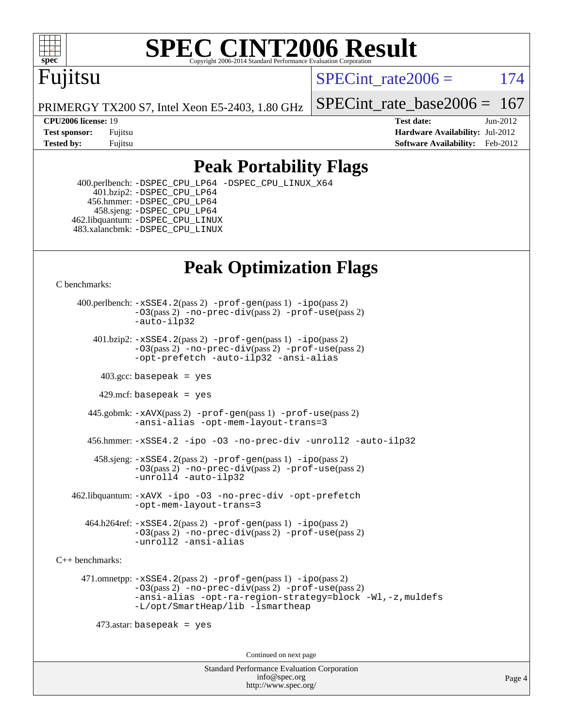# SPEC CINT2006 Result

Fujitsu

PRIMERGY TX200 S7, Intel Xeon E5-2403, 1.80 GHz

SPECint_rate2006 = 174

SPECint_rate_base2006 = 167

**CPU2006 license:** 19
**Test sponsor:** Fujitsu
**Tested by:** Fujitsu

**Test date:** Jun-2012
**Hardware Availability:** Jul-2012
**Software Availability:** Feb-2012

## Peak Portability Flags

400.perlbench: -DSPEC_CPU_LP64 -DSPEC_CPU_LINUX_X64
401.bzip2: -DSPEC_CPU_LP64
456.hmmer: -DSPEC_CPU_LP64
458.sjeng: -DSPEC_CPU_LP64
462.libquantum: -DSPEC_CPU_LINUX
483.xalancbmk: -DSPEC_CPU_LINUX

## Peak Optimization Flags

C benchmarks:

400.perlbench: -xSSE4.2(pass 2) -prof-gen(pass 1) -ipo(pass 2) -O3(pass 2) -no-prec-div(pass 2) -prof-use(pass 2) -auto-ilp32

401.bzip2: -xSSE4.2(pass 2) -prof-gen(pass 1) -ipo(pass 2) -O3(pass 2) -no-prec-div(pass 2) -prof-use(pass 2) -opt-prefetch -auto-ilp32 -ansi-alias

403.gcc: basepeak = yes

429.mcf: basepeak = yes

445.gobmk: -xAVX(pass 2) -prof-gen(pass 1) -prof-use(pass 2) -ansi-alias -opt-mem-layout-trans=3

456.hmmer: -xSSE4.2 -ipo -O3 -no-prec-div -unroll2 -auto-ilp32

458.sjeng: -xSSE4.2(pass 2) -prof-gen(pass 1) -ipo(pass 2) -O3(pass 2) -no-prec-div(pass 2) -prof-use(pass 2) -unroll4 -auto-ilp32

462.libquantum: -xAVX -ipo -O3 -no-prec-div -opt-prefetch -opt-mem-layout-trans=3

464.h264ref: -xSSE4.2(pass 2) -prof-gen(pass 1) -ipo(pass 2) -O3(pass 2) -no-prec-div(pass 2) -prof-use(pass 2) -unroll2 -ansi-alias

C++ benchmarks:

471.omnetpp: -xSSE4.2(pass 2) -prof-gen(pass 1) -ipo(pass 2) -O3(pass 2) -no-prec-div(pass 2) -prof-use(pass 2) -ansi-alias -opt-ra-region-strategy=block -Wl,-z,muldefs -L/opt/SmartHeap/lib -lsmartheap

473.astar: basepeak = yes

Continued on next page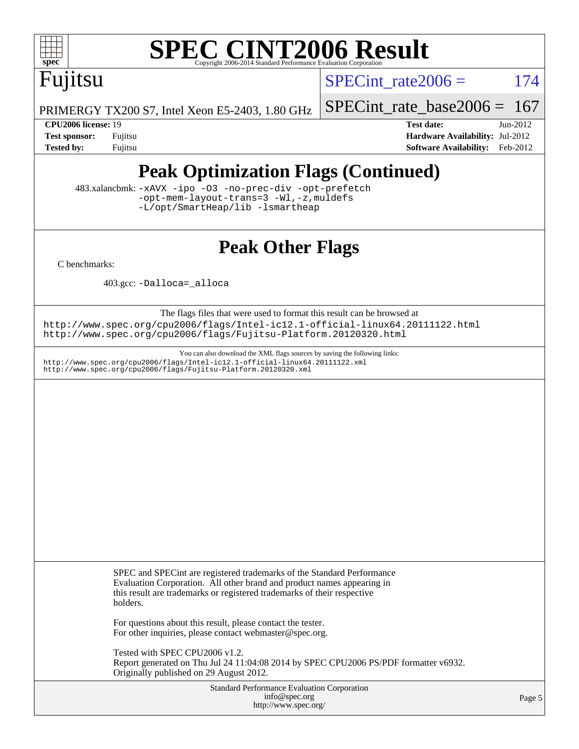# Peak Optimization Flags (Continued)

483.xalancbmk: -xAVX -ipo -O3 -no-prec-div -opt-prefetch -opt-mem-layout-trans=3 -Wl,-z,muldefs -L/opt/SmartHeap/lib -lsmartheap

# Peak Other Flags

C benchmarks:

403.gcc: -Dalloca=_alloca

The flags files that were used to format this result can be browsed at
http://www.spec.org/cpu2006/flags/Intel-ic12.1-official-linux64.20111122.html
http://www.spec.org/cpu2006/flags/Fujitsu-Platform.20120320.html

You can also download the XML flags sources by saving the following links:
http://www.spec.org/cpu2006/flags/Intel-ic12.1-official-linux64.20111122.xml
http://www.spec.org/cpu2006/flags/Fujitsu-Platform.20120320.xml

SPEC and SPECint are registered trademarks of the Standard Performance Evaluation Corporation. All other brand and product names appearing in this result are trademarks or registered trademarks of their respective holders.

For questions about this result, please contact the tester.
For other inquiries, please contact webmaster@spec.org.

Tested with SPEC CPU2006 v1.2.
Report generated on Thu Jul 24 11:04:08 2014 by SPEC CPU2006 PS/PDF formatter v6932.
Originally published on 29 August 2012.